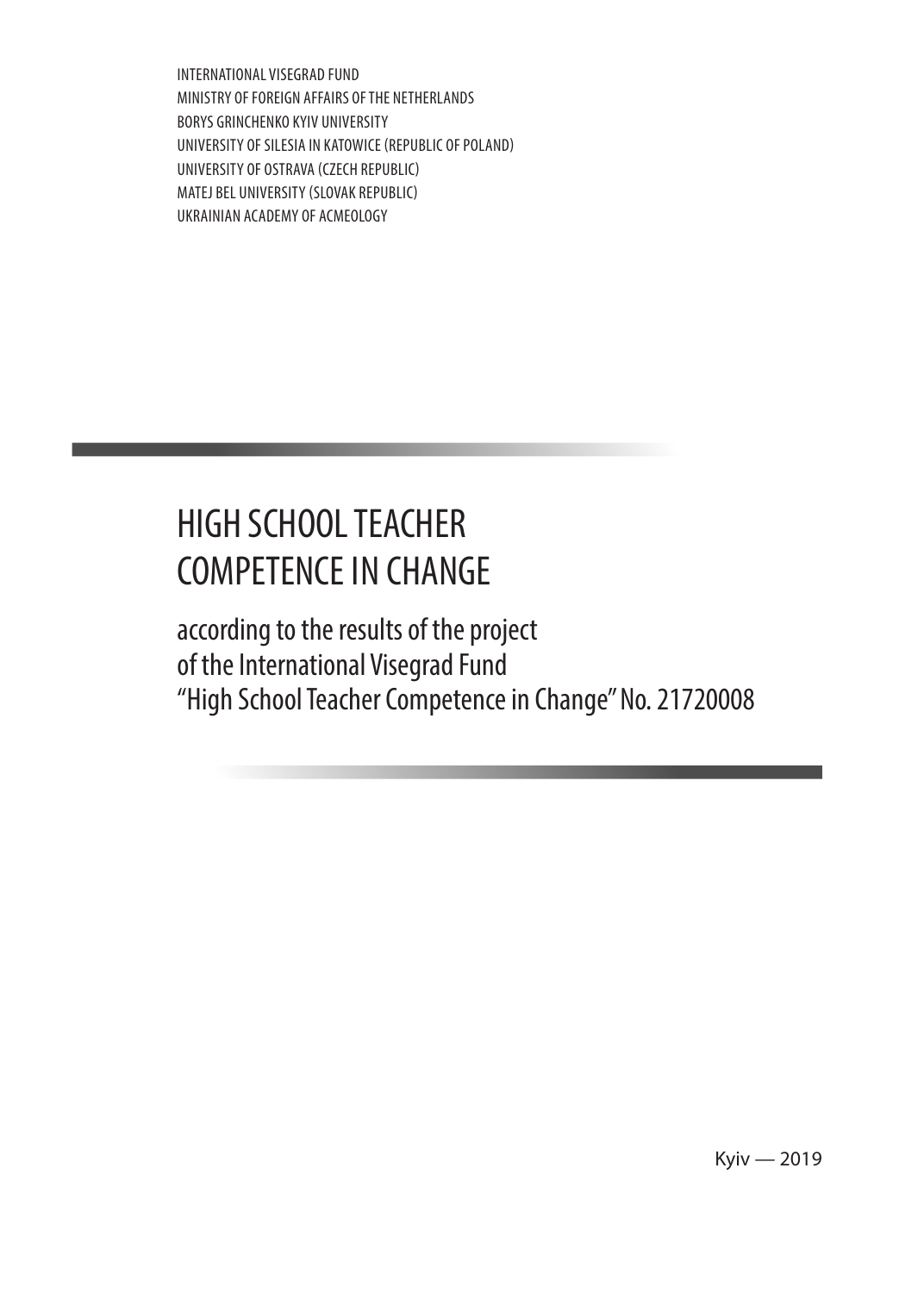INTERNATIONAL VISEGRAD FUND
MINISTRY OF FOREIGN AFFAIRS OF THE NETHERLANDS
BORYS GRINCHENKO KYIV UNIVERSITY
UNIVERSITY OF SILESIA IN KATOWICE (REPUBLIC OF POLAND)
UNIVERSITY OF OSTRAVA (CZECH REPUBLIC)
MATEJ BEL UNIVERSITY (SLOVAK REPUBLIC)
UKRAINIAN ACADEMY OF ACMEOLOGY

# HIGH SCHOOL TEACHER COMPETENCE IN CHANGE

## according to the results of the project of the International Visegrad Fund "High School Teacher Competence in Change" No. 21720008

Kyiv — 2019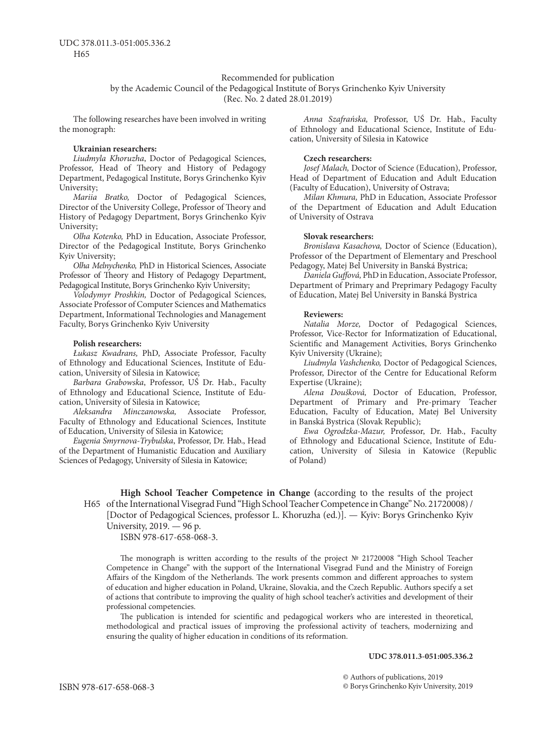UDC 378.011.3-051:005.336.2
H65

Recommended for publication
by the Academic Council of the Pedagogical Institute of Borys Grinchenko Kyiv University
(Rec. No. 2 dated 28.01.2019)

The following researches have been involved in writing the monograph:

**Ukrainian researchers:**

*Liudmyla Khoruzha*, Doctor of Pedagogical Sciences, Professor, Head of Theory and History of Pedagogy Department, Pedagogical Institute, Borys Grinchenko Kyiv University;

*Mariia Bratko,* Doctor of Pedagogical Sciences, Director of the University College, Professor of Theory and History of Pedagogy Department, Borys Grinchenko Kyiv University;

*Olha Kotenko,* PhD in Education, Associate Professor, Director of the Pedagogical Institute, Borys Grinchenko Kyiv University;

*Olha Melnychenko,* PhD in Historical Sciences, Associate Professor of Theory and History of Pedagogy Department, Pedagogical Institute, Borys Grinchenko Kyiv University;

*Volodymyr Proshkin,* Doctor of Pedagogical Sciences, Associate Professor of Computer Sciences and Mathematics Department, Informational Technologies and Management Faculty, Borys Grinchenko Kyiv University

**Polish researchers:**

*Łukasz Kwadrans,* PhD, Associate Professor, Faculty of Ethnology and Educational Sciences, Institute of Education, University of Silesia in Katowice;

*Barbara Grabowska*, Professor, UŚ Dr. Hab., Faculty of Ethnology and Educational Science, Institute of Education, University of Silesia in Katowice;

*Aleksandra Minczanowska,* Associate Professor, Faculty of Ethnology and Educational Sciences, Institute of Education, University of Silesia in Katowice;

*Eugenia Smyrnova-Trybulska*, Professor, Dr. Hab., Head of the Department of Humanistic Education and Auxiliary Sciences of Pedagogy, University of Silesia in Katowice;

*Anna Szafrańska,* Professor, UŚ Dr. Hab., Faculty of Ethnology and Educational Science, Institute of Education, University of Silesia in Katowice

**Czech researchers:**

*Josef Malach,* Doctor of Science (Education), Professor, Head of Department of Education and Adult Education (Faculty of Education), University of Ostrava;

*Milan Khmura,* PhD in Education, Associate Professor of the Department of Education and Adult Education of University of Ostrava

**Slovak researchers:**

*Bronislava Kasachova,* Doctor of Science (Education), Professor of the Department of Elementary and Preschool Pedagogy, Matej Bel University in Banská Bystrica;

*Daniela Guffová,* PhD in Education, Associate Professor, Department of Primary and Preprimary Pedagogy Faculty of Education, Matej Bel University in Banská Bystrica

**Reviewers:**

*Natalia Morze,* Doctor of Pedagogical Sciences, Professor, Vice-Rector for Informatization of Educational, Scientific and Management Activities, Borys Grinchenko Kyiv University (Ukraine);

*Liudmyla Vashchenko,* Doctor of Pedagogical Sciences, Professor, Director of the Centre for Educational Reform Expertise (Ukraine);

*Alena Doušková,* Doctor of Education, Professor, Department of Primary and Pre-primary Teacher Education, Faculty of Education, Matej Bel University in Banská Bystrica (Slovak Republic);

*Ewa Ogrodzka-Mazur,* Professor, Dr. Hab., Faculty of Ethnology and Educational Science, Institute of Education, University of Silesia in Katowice (Republic of Poland)

H65 **High School Teacher Competence in Change (**according to the results of the project of the International Visegrad Fund "High School Teacher Competence in Change" No. 21720008) / [Doctor of Pedagogical Sciences, professor L. Khoruzha (ed.)]. — Kyiv: Borys Grinchenko Kyiv University, 2019. — 96 p.

ISBN 978-617-658-068-3.

The monograph is written according to the results of the project № 21720008 "High School Teacher Competence in Change" with the support of the International Visegrad Fund and the Ministry of Foreign Affairs of the Kingdom of the Netherlands. The work presents common and different approaches to system of education and higher education in Poland, Ukraine, Slovakia, and the Czech Republic. Authors specify a set of actions that contribute to improving the quality of high school teacher's activities and development of their professional competencies.

The publication is intended for scientific and pedagogical workers who are interested in theoretical, methodological and practical issues of improving the professional activity of teachers, modernizing and ensuring the quality of higher education in conditions of its reformation.

**UDC 378.011.3-051:005.336.2**

ISBN 978-617-658-068-3

© Authors of publications, 2019
© Borys Grinchenko Kyiv University, 2019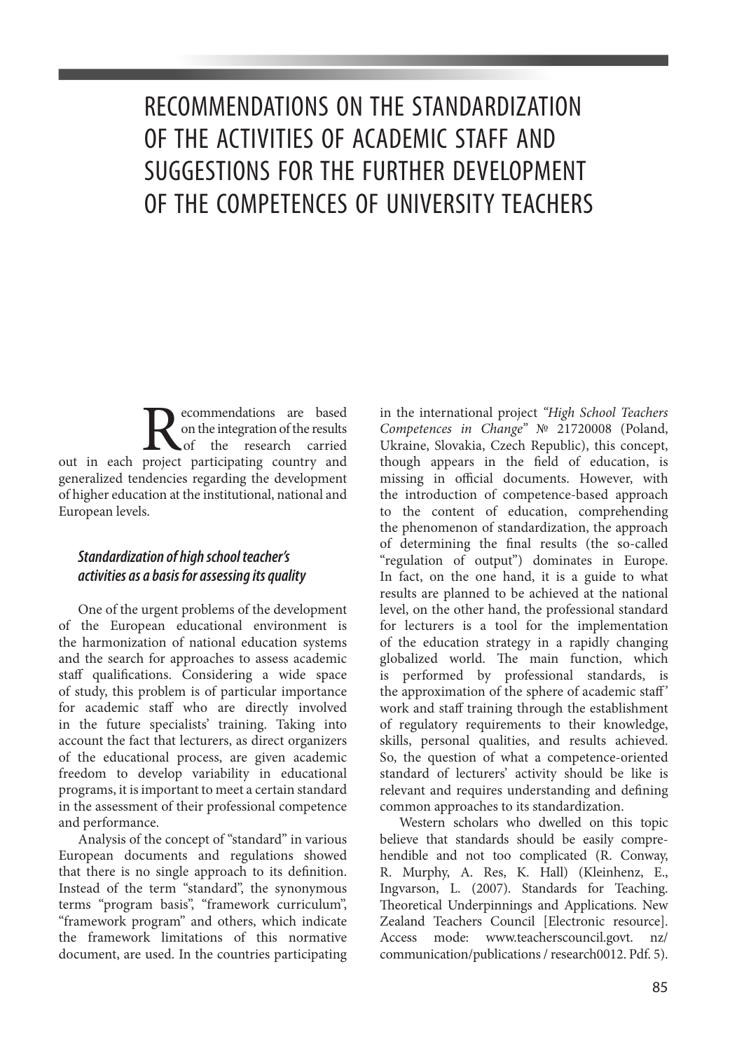# RECOMMENDATIONS ON THE STANDARDIZATION OF THE ACTIVITIES OF ACADEMIC STAFF AND SUGGESTIONS FOR THE FURTHER DEVELOPMENT OF THE COMPETENCES OF UNIVERSITY TEACHERS

Recommendations are based on the integration of the results of the research carried out in each project participating country and generalized tendencies regarding the development of higher education at the institutional, national and European levels.

### *Standardization of high school teacher's activities as a basis for assessing its quality*

One of the urgent problems of the development of the European educational environment is the harmonization of national education systems and the search for approaches to assess academic staff qualifications. Considering a wide space of study, this problem is of particular importance for academic staff who are directly involved in the future specialists' training. Taking into account the fact that lecturers, as direct organizers of the educational process, are given academic freedom to develop variability in educational programs, it is important to meet a certain standard in the assessment of their professional competence and performance.

Analysis of the concept of "standard" in various European documents and regulations showed that there is no single approach to its definition. Instead of the term "standard", the synonymous terms "program basis", "framework curriculum", "framework program" and others, which indicate the framework limitations of this normative document, are used. In the countries participating in the international project *"High School Teachers Competences in Change"* № 21720008 (Poland, Ukraine, Slovakia, Czech Republic), this concept, though appears in the field of education, is missing in official documents. However, with the introduction of competence-based approach to the content of education, comprehending the phenomenon of standardization, the approach of determining the final results (the so-called "regulation of output") dominates in Europe. In fact, on the one hand, it is a guide to what results are planned to be achieved at the national level, on the other hand, the professional standard for lecturers is a tool for the implementation of the education strategy in a rapidly changing globalized world. The main function, which is performed by professional standards, is the approximation of the sphere of academic staff' work and staff training through the establishment of regulatory requirements to their knowledge, skills, personal qualities, and results achieved. So, the question of what a competence-oriented standard of lecturers' activity should be like is relevant and requires understanding and defining common approaches to its standardization.

Western scholars who dwelled on this topic believe that standards should be easily comprehendible and not too complicated (R. Conway, R. Murphy, A. Res, K. Hall) (Kleinhenz, E., Ingvarson, L. (2007). Standards for Teaching. Theoretical Underpinnings and Applications. New Zealand Teachers Council [Electronic resource]. Access mode: www.teacherscouncil.govt. nz/communication/publications / research0012. Pdf. 5).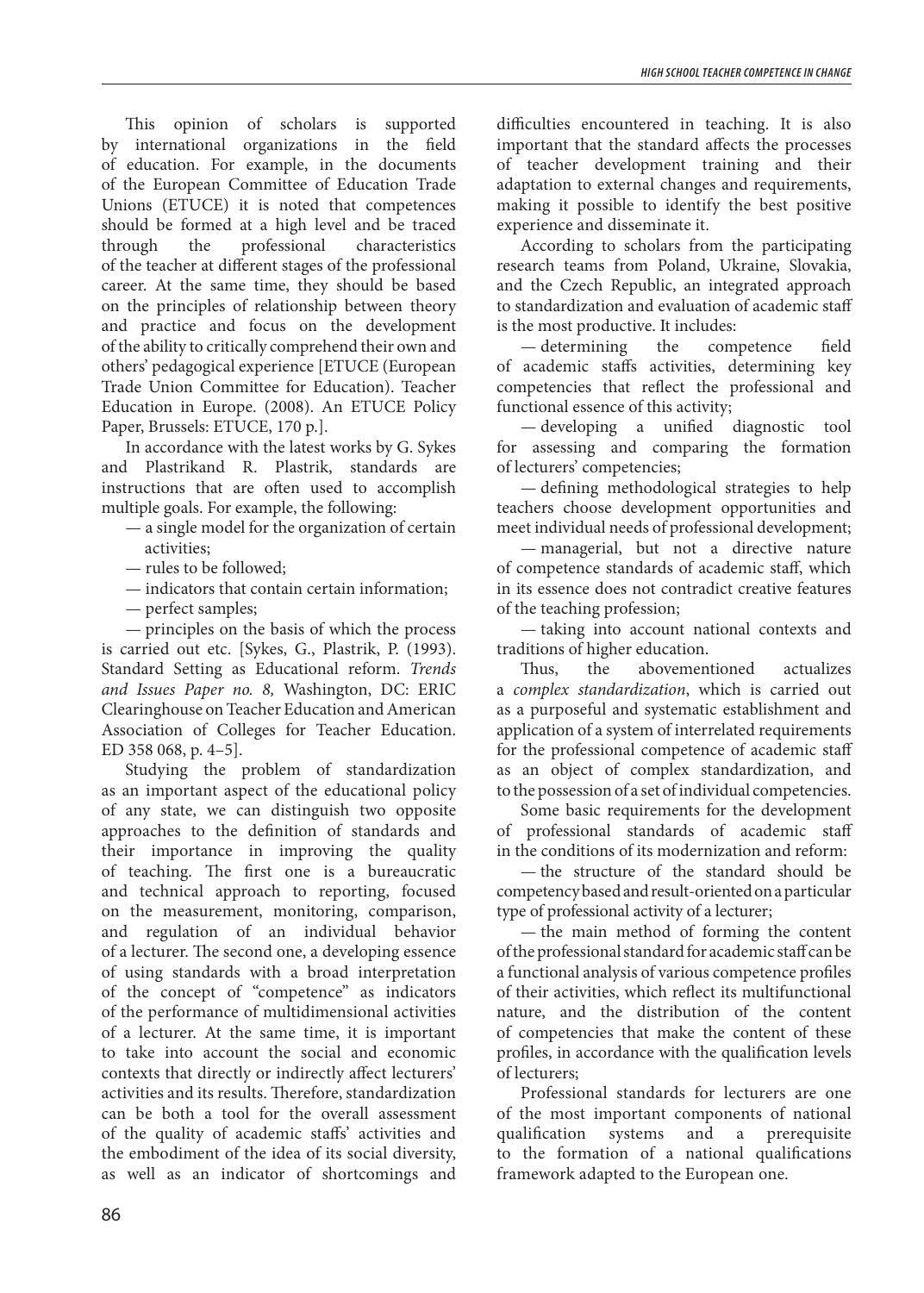This opinion of scholars is supported by international organizations in the field of education. For example, in the documents of the European Committee of Education Trade Unions (ETUCE) it is noted that competences should be formed at a high level and be traced through the professional characteristics of the teacher at different stages of the professional career. At the same time, they should be based on the principles of relationship between theory and practice and focus on the development of the ability to critically comprehend their own and others' pedagogical experience [ETUCE (European Trade Union Committee for Education). Teacher Education in Europe. (2008). An ETUCE Policy Paper, Brussels: ETUCE, 170 p.].

In accordance with the latest works by G. Sykes and Plastrikand R. Plastrik, standards are instructions that are often used to accomplish multiple goals. For example, the following:

— a single model for the organization of certain activities;

— rules to be followed;

— indicators that contain certain information;

— perfect samples;

— principles on the basis of which the process is carried out etc. [Sykes, G., Plastrik, P. (1993). Standard Setting as Educational reform. *Trends and Issues Paper no. 8,* Washington, DC: ERIC Clearinghouse on Teacher Education and American Association of Colleges for Teacher Education. ED 358 068, p. 4–5].

Studying the problem of standardization as an important aspect of the educational policy of any state, we can distinguish two opposite approaches to the definition of standards and their importance in improving the quality of teaching. The first one is a bureaucratic and technical approach to reporting, focused on the measurement, monitoring, comparison, and regulation of an individual behavior of a lecturer. The second one, a developing essence of using standards with a broad interpretation of the concept of "competence" as indicators of the performance of multidimensional activities of a lecturer. At the same time, it is important to take into account the social and economic contexts that directly or indirectly affect lecturers' activities and its results. Therefore, standardization can be both a tool for the overall assessment of the quality of academic staffs' activities and the embodiment of the idea of its social diversity, as well as an indicator of shortcomings and difficulties encountered in teaching. It is also important that the standard affects the processes of teacher development training and their adaptation to external changes and requirements, making it possible to identify the best positive experience and disseminate it.

According to scholars from the participating research teams from Poland, Ukraine, Slovakia, and the Czech Republic, an integrated approach to standardization and evaluation of academic staff is the most productive. It includes:

— determining the competence field of academic staffs activities, determining key competencies that reflect the professional and functional essence of this activity;

— developing a unified diagnostic tool for assessing and comparing the formation of lecturers' competencies;

— defining methodological strategies to help teachers choose development opportunities and meet individual needs of professional development;

— managerial, but not a directive nature of competence standards of academic staff, which in its essence does not contradict creative features of the teaching profession;

— taking into account national contexts and traditions of higher education.

Thus, the abovementioned actualizes a *complex standardization*, which is carried out as a purposeful and systematic establishment and application of a system of interrelated requirements for the professional competence of academic staff as an object of complex standardization, and to the possession of a set of individual competencies.

Some basic requirements for the development of professional standards of academic staff in the conditions of its modernization and reform:

— the structure of the standard should be competency based and result-oriented on a particular type of professional activity of a lecturer;

— the main method of forming the content of the professional standard for academic staff can be a functional analysis of various competence profiles of their activities, which reflect its multifunctional nature, and the distribution of the content of competencies that make the content of these profiles, in accordance with the qualification levels of lecturers;

Professional standards for lecturers are one of the most important components of national qualification systems and a prerequisite to the formation of a national qualifications framework adapted to the European one.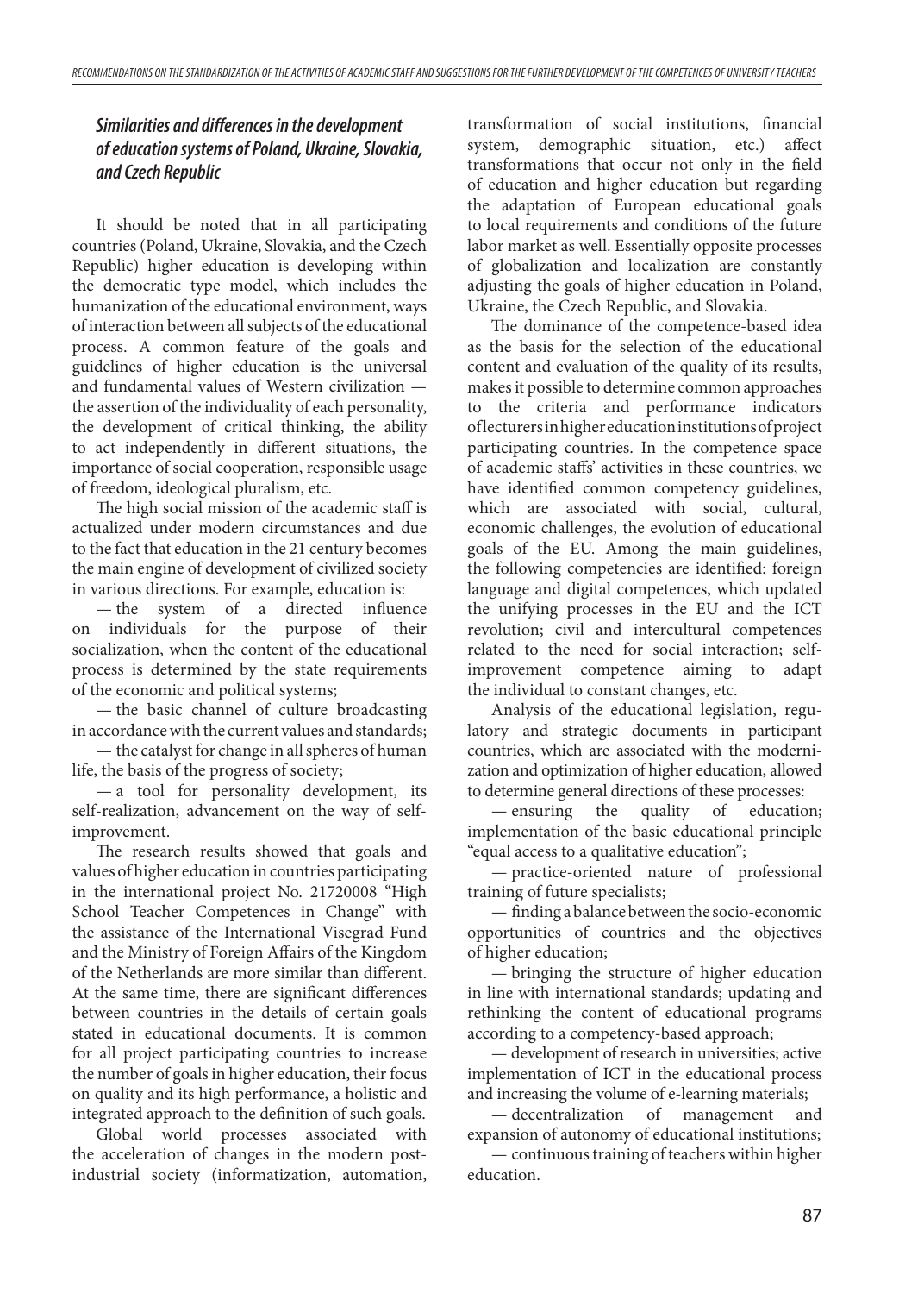### *Similarities and differences in the development of education systems of Poland, Ukraine, Slovakia, and Czech Republic*

It should be noted that in all participating countries (Poland, Ukraine, Slovakia, and the Czech Republic) higher education is developing within the democratic type model, which includes the humanization of the educational environment, ways of interaction between all subjects of the educational process. A common feature of the goals and guidelines of higher education is the universal and fundamental values of Western civilization — the assertion of the individuality of each personality, the development of critical thinking, the ability to act independently in different situations, the importance of social cooperation, responsible usage of freedom, ideological pluralism, etc.

The high social mission of the academic staff is actualized under modern circumstances and due to the fact that education in the 21 century becomes the main engine of development of civilized society in various directions. For example, education is:

— the system of a directed influence on individuals for the purpose of their socialization, when the content of the educational process is determined by the state requirements of the economic and political systems;

— the basic channel of culture broadcasting in accordance with the current values and standards;

— the catalyst for change in all spheres of human life, the basis of the progress of society;

— a tool for personality development, its self-realization, advancement on the way of self-improvement.

The research results showed that goals and values of higher education in countries participating in the international project No. 21720008 "High School Teacher Competences in Change" with the assistance of the International Visegrad Fund and the Ministry of Foreign Affairs of the Kingdom of the Netherlands are more similar than different. At the same time, there are significant differences between countries in the details of certain goals stated in educational documents. It is common for all project participating countries to increase the number of goals in higher education, their focus on quality and its high performance, a holistic and integrated approach to the definition of such goals.

Global world processes associated with the acceleration of changes in the modern post-industrial society (informatization, automation, transformation of social institutions, financial system, demographic situation, etc.) affect transformations that occur not only in the field of education and higher education but regarding the adaptation of European educational goals to local requirements and conditions of the future labor market as well. Essentially opposite processes of globalization and localization are constantly adjusting the goals of higher education in Poland, Ukraine, the Czech Republic, and Slovakia.

The dominance of the competence-based idea as the basis for the selection of the educational content and evaluation of the quality of its results, makes it possible to determine common approaches to the criteria and performance indicators of lecturers in higher education institutions of project participating countries. In the competence space of academic staffs' activities in these countries, we have identified common competency guidelines, which are associated with social, cultural, economic challenges, the evolution of educational goals of the EU. Among the main guidelines, the following competencies are identified: foreign language and digital competences, which updated the unifying processes in the EU and the ICT revolution; civil and intercultural competences related to the need for social interaction; self-improvement competence aiming to adapt the individual to constant changes, etc.

Analysis of the educational legislation, regulatory and strategic documents in participant countries, which are associated with the modernization and optimization of higher education, allowed to determine general directions of these processes:

— ensuring the quality of education; implementation of the basic educational principle "equal access to a qualitative education";

— practice-oriented nature of professional training of future specialists;

— finding a balance between the socio-economic opportunities of countries and the objectives of higher education;

— bringing the structure of higher education in line with international standards; updating and rethinking the content of educational programs according to a competency-based approach;

— development of research in universities; active implementation of ICT in the educational process and increasing the volume of e-learning materials;

— decentralization of management and expansion of autonomy of educational institutions;

— continuous training of teachers within higher education.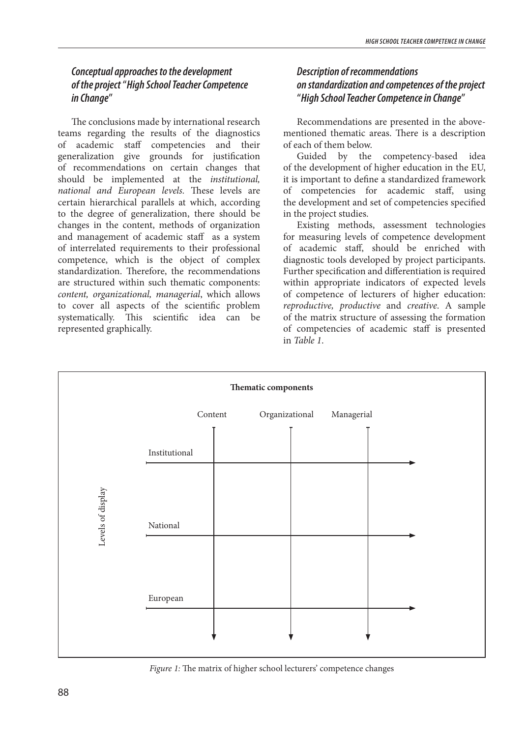### *Conceptual approaches to the development of the project "High School Teacher Competence in Change"*

The conclusions made by international research teams regarding the results of the diagnostics of academic staff competencies and their generalization give grounds for justification of recommendations on certain changes that should be implemented at the *institutional, national and European levels.* These levels are certain hierarchical parallels at which, according to the degree of generalization, there should be changes in the content, methods of organization and management of academic staff as a system of interrelated requirements to their professional competence, which is the object of complex standardization. Therefore, the recommendations are structured within such thematic components: *content, organizational, managerial*, which allows to cover all aspects of the scientific problem systematically. This scientific idea can be represented graphically.

### *Description of recommendations on standardization and competences of the project "High School Teacher Competence in Change"*

Recommendations are presented in the above-mentioned thematic areas. There is a description of each of them below.

Guided by the competency-based idea of the development of higher education in the EU, it is important to define a standardized framework of competencies for academic staff, using the development and set of competencies specified in the project studies.

Existing methods, assessment technologies for measuring levels of competence development of academic staff, should be enriched with diagnostic tools developed by project participants. Further specification and differentiation is required within appropriate indicators of expected levels of competence of lecturers of higher education: *reproductive, productive* and *creative*. A sample of the matrix structure of assessing the formation of competencies of academic staff is presented in *Table 1*.

**Thematic components**

| Levels of display | Content | Organizational | Managerial |
|---|---|---|---|
| Institutional | | | |
| National | | | |
| European | | | |

*Figure 1:* The matrix of higher school lecturers' competence changes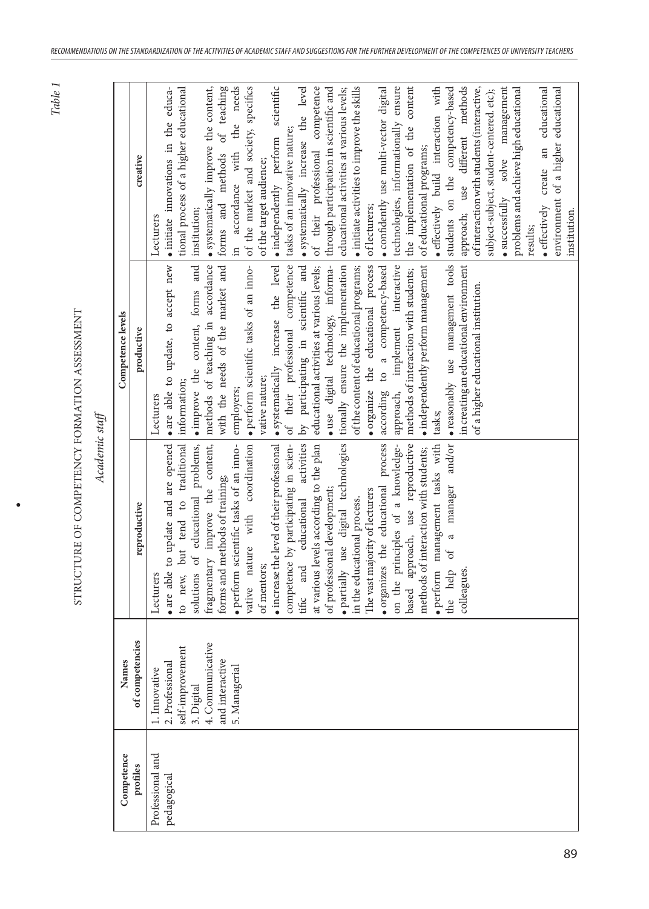*Table 1*

STRUCTURE OF COMPETENCY FORMATION ASSESSMENT

*Academic staff*

| Competence profiles | Names of competencies | Competence levels | | |
|---|---|---|---|---|
| | | reproductive | productive | creative |
| Professional and pedagogical | 1. Innovative<br>2. Professional self-improvement<br>3. Digital<br>4. Communicative and interactive<br>5. Managerial | Lecturers<br>• are able to update and are opened to new, but tend to traditional solutions of educational problems, fragmentary improve the content, forms and methods of training;<br>• perform scientific tasks of an innovative nature with coordination of mentors;<br>• increase the level of their professional competence by participating in scientific and educational activities at various levels according to the plan of professional development;<br>• partially use digital technologies in the educational process.<br>The vast majority of lecturers<br>• organizes the educational process on the principles of a knowledge-based approach, use reproductive methods of interaction with students;<br>• perform management tasks with the help of a manager and/or colleagues. | Lecturers<br>• are able to update, to accept new information;<br>• improve the content, forms and methods of teaching in accordance with the needs of the market and employers;<br>• perform scientific tasks of an innovative nature;<br>• systematically increase the level of their professional competence by participating in scientific and educational activities at various levels;<br>• use digital technology, informationally ensure the implementation of the content of educational programs;<br>• organize the educational process according to a competency-based approach, implement interactive methods of interaction with students;<br>• independently perform management tasks;<br>• reasonably use management tools in creating an educational environment of a higher educational institution. | Lecturers<br>• initiate innovations in the educational process of a higher educational institution;<br>• systematically improve the content, forms and methods of teaching in accordance with the needs of the market and society, specifics of the target audience;<br>• independently perform scientific tasks of an innovative nature;<br>• systematically increase the level of their professional competence through participation in scientific and educational activities at various levels;<br>• initiate activities to improve the skills of lecturers;<br>• confidently use multi-vector digital technologies, informationally ensure the implementation of the content of educational programs;<br>• effectively build interaction with students on the competency-based approach; use different methods of interaction with students (interactive, subject-subject, student-centered. etc);<br>• successfully solve management problems and achieve high educational results;<br>• effectively create an educational environment of a higher educational institution. |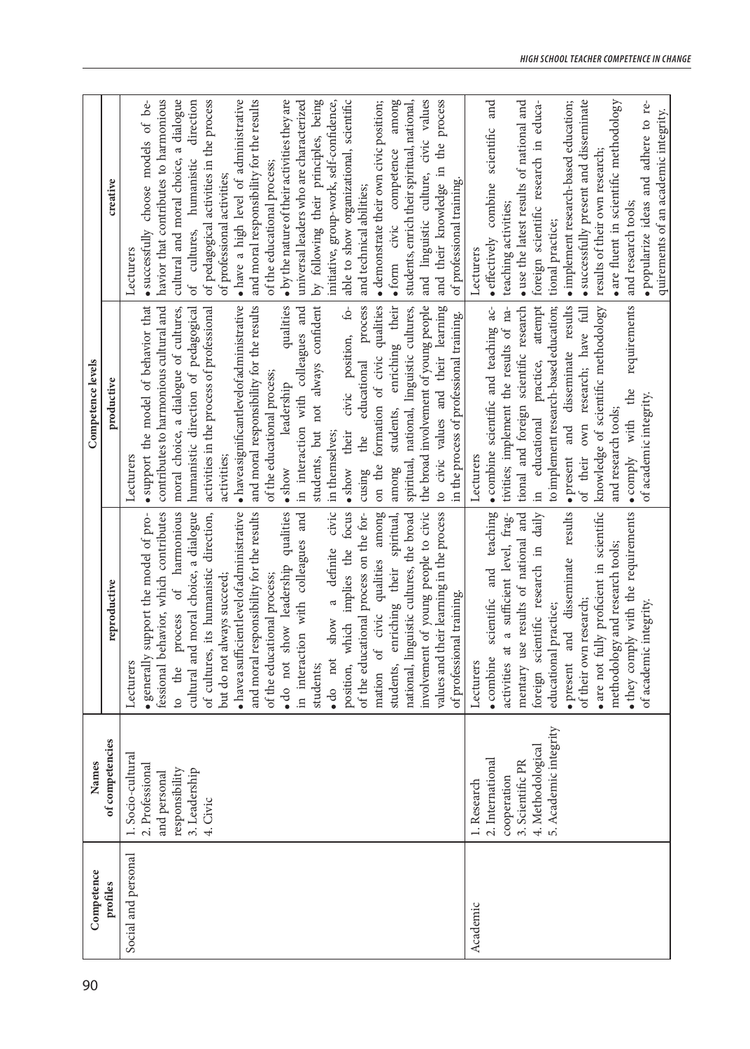| Competence profiles | Names of competencies | Competence levels | | |
|---|---|---|---|---|
| | | reproductive | productive | creative |
| Social and personal | 1. Socio-cultural<br>2. Professional and personal responsibility<br>3. Leadership<br>4. Civic | Lecturers<br>• generally support the model of professional behavior, which contributes to the process of harmonious cultural and moral choice, a dialogue of cultures, its humanistic direction, but do not always succeed;<br>• have a sufficient level of administrative and moral responsibility for the results of the educational process;<br>• do not show leadership qualities in interaction with colleagues and students;<br>• do not show a definite civic position, which implies the focus of the educational process on the formation of civic qualities among students, enriching their spiritual, national, linguistic cultures, the broad involvement of young people to civic values and their learning in the process of professional training. | Lecturers<br>• support the model of behavior that contributes to harmonious cultural and moral choice, a dialogue of cultures, humanistic direction of pedagogical activities in the process of professional activities;<br>• have a significant level of administrative and moral responsibility for the results of the educational process;<br>• show leadership qualities in interaction with colleagues and students, but not always confident in themselves;<br>• show their civic position, focusing the educational process on the formation of civic qualities among students, enriching their spiritual, national, linguistic cultures, the broad involvement of young people to civic values and their learning in the process of professional training. | Lecturers<br>• successfully choose models of behavior that contributes to harmonious cultural and moral choice, a dialogue of cultures, humanistic direction of pedagogical activities in the process of professional activities;<br>• have a high level of administrative and moral responsibility for the results of the educational process;<br>• by the nature of their activities they are universal leaders who are characterized by following their principles, being initiative, group-work, self-confidence, able to show organizational, scientific and technical abilities;<br>• demonstrate their own civic position;<br>• form civic competence among students, enrich their spiritual, national, and linguistic culture, civic values and their knowledge in the process of professional training. |
| Academic | 1. Research<br>2. International cooperation<br>3. Scientific PR<br>4. Methodological<br>5. Academic integrity | Lecturers<br>• combine scientific and teaching activities at a sufficient level, fragmentary use results of national and foreign scientific research in daily educational practice;<br>• present and disseminate results of their own research;<br>• are not fully proficient in scientific methodology and research tools;<br>• they comply with the requirements of academic integrity. | Lecturers<br>• combine scientific and teaching activities; implement the results of national and foreign scientific research in educational practice, attempt to implement research-based education;<br>• present and disseminate results of their own research; have full knowledge of scientific methodology and research tools;<br>• comply with the requirements of academic integrity. | Lecturers<br>• effectively combine scientific and teaching activities;<br>• use the latest results of national and foreign scientific research in educational practice;<br>• implement research-based education;<br>• successfully present and disseminate results of their own research;<br>• are fluent in scientific methodology and research tools;<br>• popularize ideas and adhere to requirements of an academic integrity. |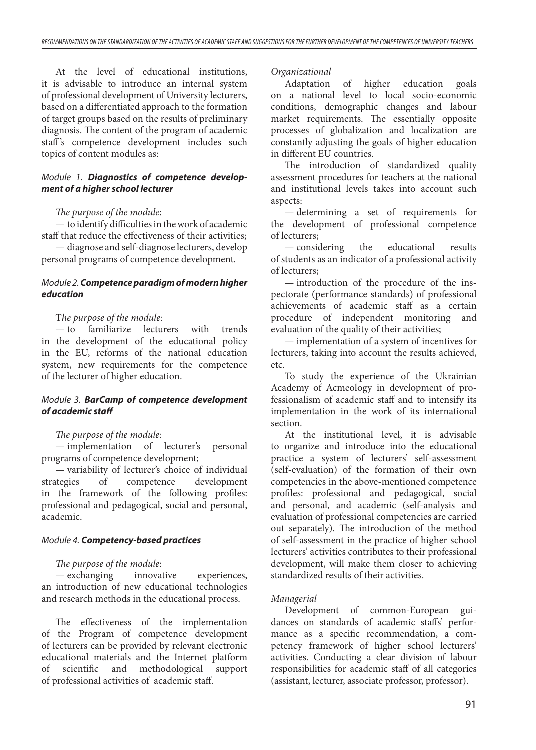At the level of educational institutions, it is advisable to introduce an internal system of professional development of University lecturers, based on a differentiated approach to the formation of target groups based on the results of preliminary diagnosis. The content of the program of academic staff's competence development includes such topics of content modules as:

*Module 1.* ***Diagnostics of competence development of a higher school lecturer***

*The purpose of the module*:

— to identify difficulties in the work of academic staff that reduce the effectiveness of their activities;

— diagnose and self-diagnose lecturers, develop personal programs of competence development.

*Module 2.* ***Competence paradigm of modern higher education***

*The purpose of the module:*

— to familiarize lecturers with trends in the development of the educational policy in the EU, reforms of the national education system, new requirements for the competence of the lecturer of higher education.

*Module 3.* ***BarCamp of competence development of academic staff***

*The purpose of the module:*

— implementation of lecturer's personal programs of competence development;

— variability of lecturer's choice of individual strategies of competence development in the framework of the following profiles: professional and pedagogical, social and personal, academic.

*Module 4.* ***Competency-based practices***

*The purpose of the module*:

— exchanging innovative experiences, an introduction of new educational technologies and research methods in the educational process.

The effectiveness of the implementation of the Program of competence development of lecturers can be provided by relevant electronic educational materials and the Internet platform of scientific and methodological support of professional activities of academic staff.

*Organizational*

Adaptation of higher education goals on a national level to local socio-economic conditions, demographic changes and labour market requirements. The essentially opposite processes of globalization and localization are constantly adjusting the goals of higher education in different EU countries.

The introduction of standardized quality assessment procedures for teachers at the national and institutional levels takes into account such aspects:

— determining a set of requirements for the development of professional competence of lecturers;

— considering the educational results of students as an indicator of a professional activity of lecturers;

— introduction of the procedure of the inspectorate (performance standards) of professional achievements of academic staff as a certain procedure of independent monitoring and evaluation of the quality of their activities;

— implementation of a system of incentives for lecturers, taking into account the results achieved, etc.

To study the experience of the Ukrainian Academy of Acmeology in development of professionalism of academic staff and to intensify its implementation in the work of its international section.

At the institutional level, it is advisable to organize and introduce into the educational practice a system of lecturers' self-assessment (self-evaluation) of the formation of their own competencies in the above-mentioned competence profiles: professional and pedagogical, social and personal, and academic (self-analysis and evaluation of professional competencies are carried out separately). The introduction of the method of self-assessment in the practice of higher school lecturers' activities contributes to their professional development, will make them closer to achieving standardized results of their activities.

*Managerial*

Development of common-European guidances on standards of academic staffs' performance as a specific recommendation, a competency framework of higher school lecturers' activities. Conducting a clear division of labour responsibilities for academic staff of all categories (assistant, lecturer, associate professor, professor).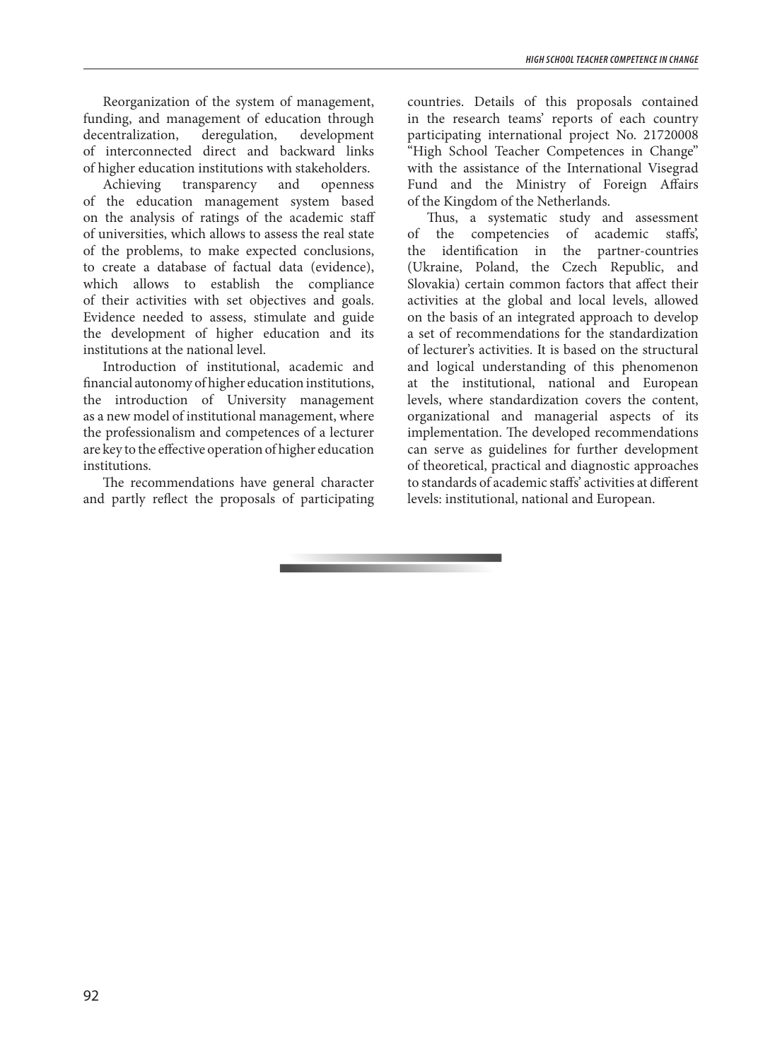Reorganization of the system of management, funding, and management of education through decentralization, deregulation, development of interconnected direct and backward links of higher education institutions with stakeholders.

Achieving transparency and openness of the education management system based on the analysis of ratings of the academic staff of universities, which allows to assess the real state of the problems, to make expected conclusions, to create a database of factual data (evidence), which allows to establish the compliance of their activities with set objectives and goals. Evidence needed to assess, stimulate and guide the development of higher education and its institutions at the national level.

Introduction of institutional, academic and financial autonomy of higher education institutions, the introduction of University management as a new model of institutional management, where the professionalism and competences of a lecturer are key to the effective operation of higher education institutions.

The recommendations have general character and partly reflect the proposals of participating countries. Details of this proposals contained in the research teams' reports of each country participating international project No. 21720008 "High School Teacher Competences in Change" with the assistance of the International Visegrad Fund and the Ministry of Foreign Affairs of the Kingdom of the Netherlands.

Thus, a systematic study and assessment of the competencies of academic staffs', the identification in the partner-countries (Ukraine, Poland, the Czech Republic, and Slovakia) certain common factors that affect their activities at the global and local levels, allowed on the basis of an integrated approach to develop a set of recommendations for the standardization of lecturer's activities. It is based on the structural and logical understanding of this phenomenon at the institutional, national and European levels, where standardization covers the content, organizational and managerial aspects of its implementation. The developed recommendations can serve as guidelines for further development of theoretical, practical and diagnostic approaches to standards of academic staffs' activities at different levels: institutional, national and European.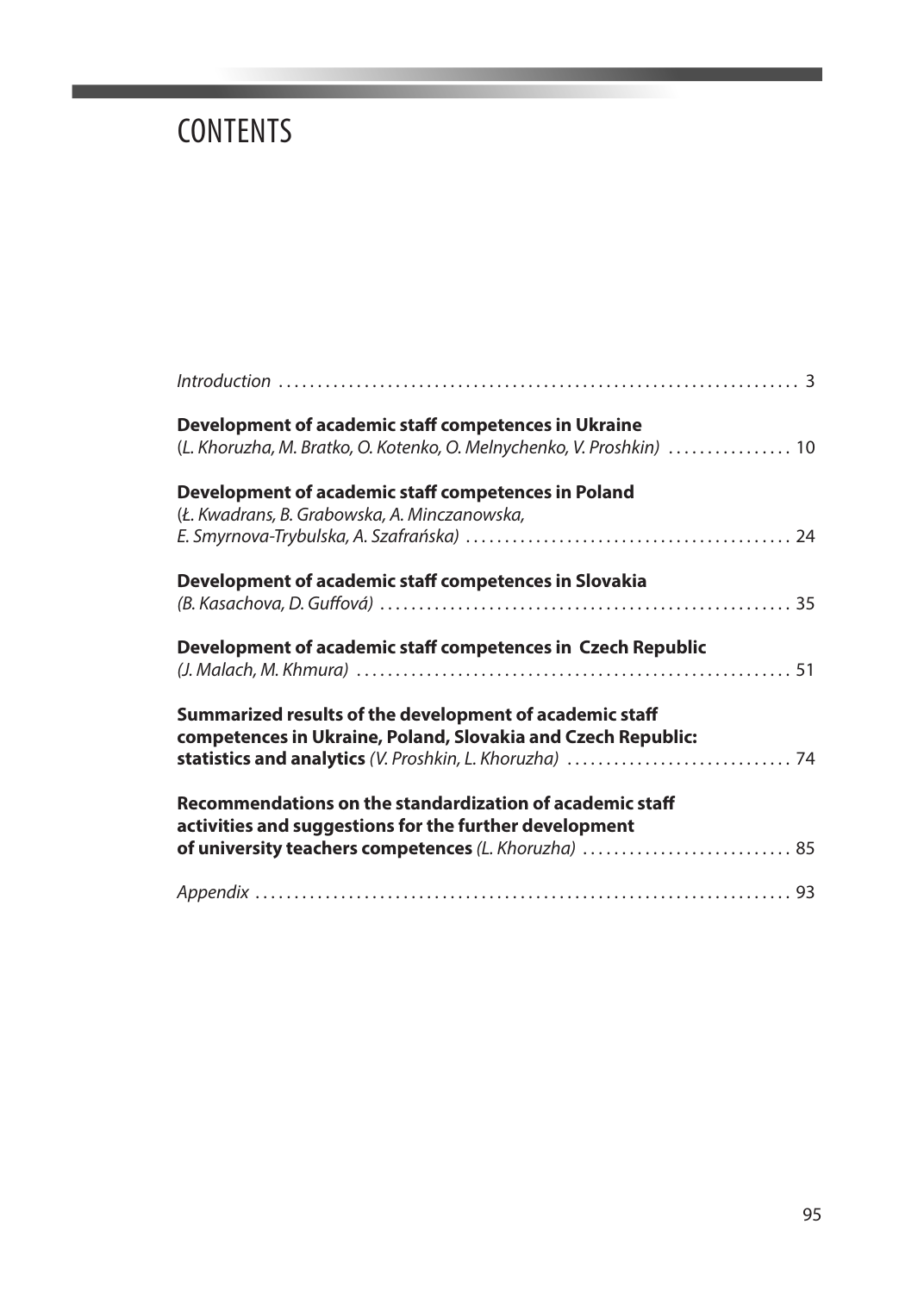# CONTENTS

*Introduction* . . . . . . . . . . . . . . . . . . . . . . . . . . . . . . . . . . . . . . . . . . . . . . . . . . . . . . . . . . . . . . . . . 3

**Development of academic staff competences in Ukraine**
(*L. Khoruzha, M. Bratko, O. Kotenko, O. Melnychenko, V. Proshkin*) . . . . . . . . . . . . . . . . 10

**Development of academic staff competences in Poland**
(*Ł. Kwadrans, B. Grabowska, A. Minczanowska,*
*E. Smyrnova-Trybulska, A. Szafrańska*) . . . . . . . . . . . . . . . . . . . . . . . . . . . . . . . . . . . . . . . . . . 24

**Development of academic staff competences in Slovakia**
*(B. Kasachova, D. Guffová)* . . . . . . . . . . . . . . . . . . . . . . . . . . . . . . . . . . . . . . . . . . . . . . . . . . . . 35

**Development of academic staff competences in Czech Republic**
*(J. Malach, M. Khmura)* . . . . . . . . . . . . . . . . . . . . . . . . . . . . . . . . . . . . . . . . . . . . . . . . . . . . . . . 51

**Summarized results of the development of academic staff competences in Ukraine, Poland, Slovakia and Czech Republic: statistics and analytics** *(V. Proshkin, L. Khoruzha)* . . . . . . . . . . . . . . . . . . . . . . . . . . . . 74

**Recommendations on the standardization of academic staff activities and suggestions for the further development of university teachers competences** *(L. Khoruzha)* . . . . . . . . . . . . . . . . . . . . . . . . . . 85

*Appendix* . . . . . . . . . . . . . . . . . . . . . . . . . . . . . . . . . . . . . . . . . . . . . . . . . . . . . . . . . . . . . . . . . . . . 93